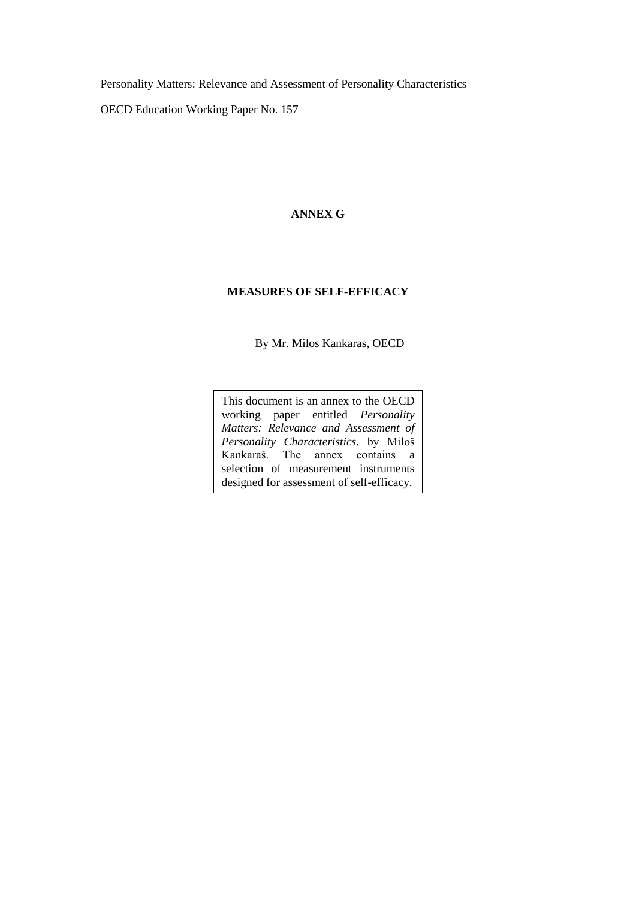Personality Matters: Relevance and Assessment of Personality Characteristics

OECD Education Working Paper No. 157

# ANNEX G

## MEASURES OF SELF-EFFICACY

By Mr. Milos Kankaras, OECD

This document is an annex to the OECD working paper entitled *Personality Matters: Relevance and Assessment of Personality Characteristics*, by Miloš Kankaraš. The annex contains a selection of measurement instruments designed for assessment of self-efficacy.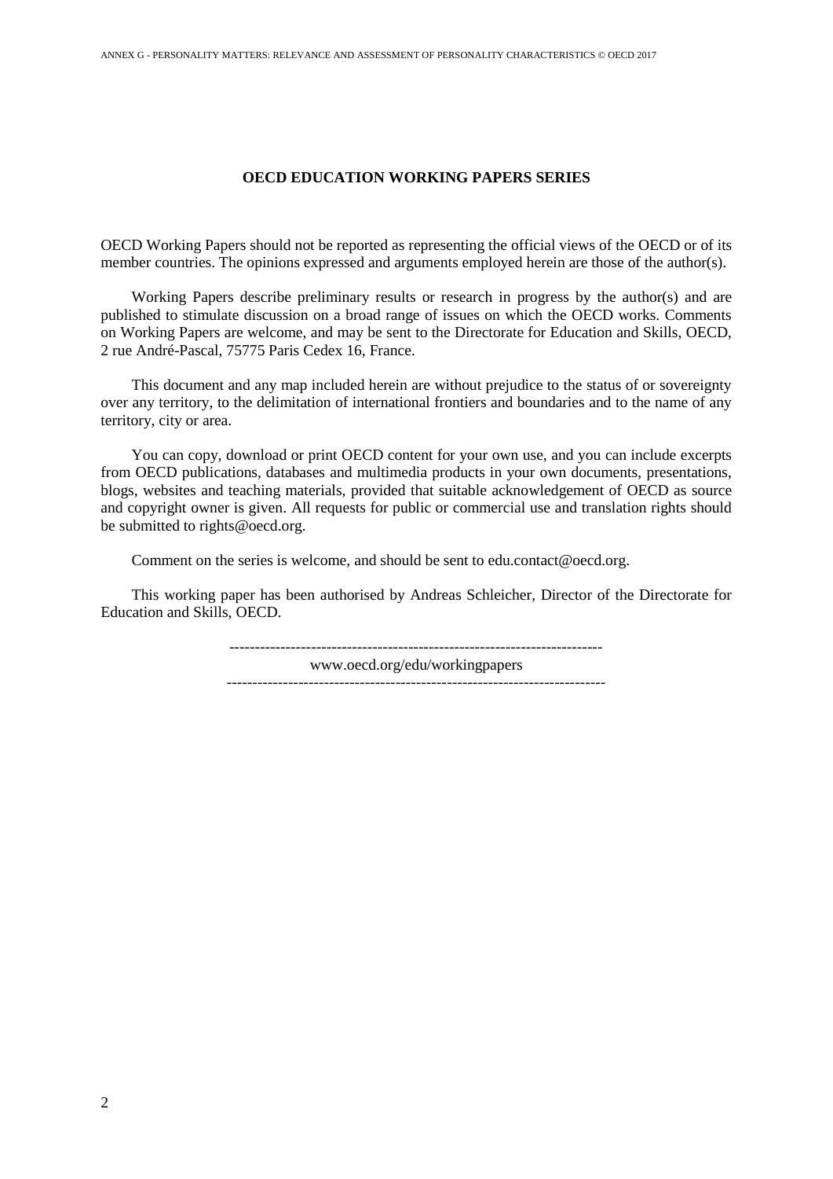**OECD EDUCATION WORKING PAPERS SERIES**

OECD Working Papers should not be reported as representing the official views of the OECD or of its member countries. The opinions expressed and arguments employed herein are those of the author(s).

Working Papers describe preliminary results or research in progress by the author(s) and are published to stimulate discussion on a broad range of issues on which the OECD works. Comments on Working Papers are welcome, and may be sent to the Directorate for Education and Skills, OECD, 2 rue André-Pascal, 75775 Paris Cedex 16, France.

This document and any map included herein are without prejudice to the status of or sovereignty over any territory, to the delimitation of international frontiers and boundaries and to the name of any territory, city or area.

You can copy, download or print OECD content for your own use, and you can include excerpts from OECD publications, databases and multimedia products in your own documents, presentations, blogs, websites and teaching materials, provided that suitable acknowledgement of OECD as source and copyright owner is given. All requests for public or commercial use and translation rights should be submitted to rights@oecd.org.

Comment on the series is welcome, and should be sent to edu.contact@oecd.org.

This working paper has been authorised by Andreas Schleicher, Director of the Directorate for Education and Skills, OECD.

---

www.oecd.org/edu/workingpapers

---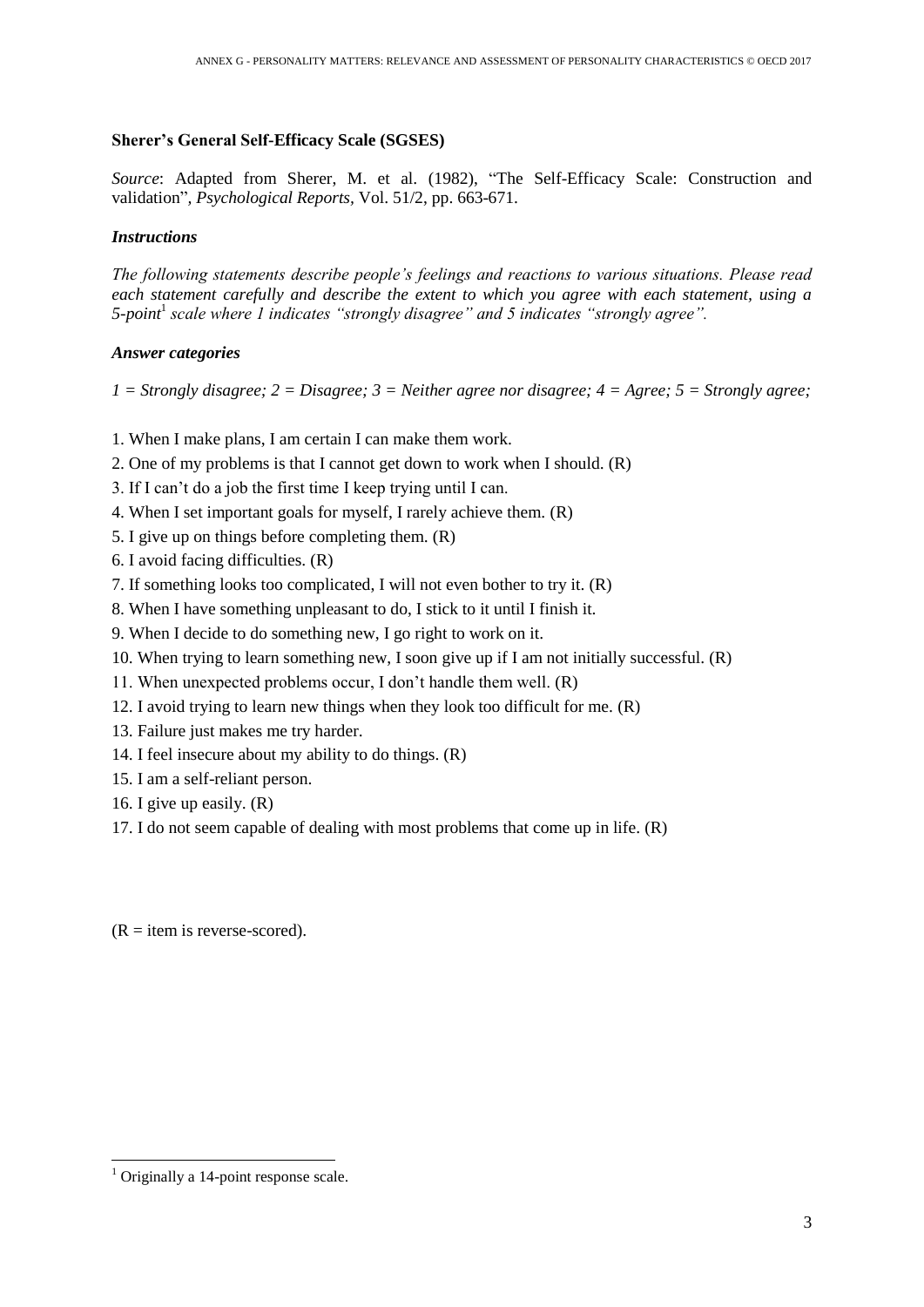**Sherer's General Self-Efficacy Scale (SGSES)**

*Source*: Adapted from Sherer, M. et al. (1982), "The Self-Efficacy Scale: Construction and validation", *Psychological Reports*, Vol. 51/2, pp. 663-671.

***Instructions***

*The following statements describe people's feelings and reactions to various situations. Please read each statement carefully and describe the extent to which you agree with each statement, using a 5-point*[1] *scale where 1 indicates "strongly disagree" and 5 indicates "strongly agree".*

***Answer categories***

*1 = Strongly disagree; 2 = Disagree; 3 = Neither agree nor disagree; 4 = Agree; 5 = Strongly agree;*

1. When I make plans, I am certain I can make them work.
2. One of my problems is that I cannot get down to work when I should. (R)
3. If I can't do a job the first time I keep trying until I can.
4. When I set important goals for myself, I rarely achieve them. (R)
5. I give up on things before completing them. (R)
6. I avoid facing difficulties. (R)
7. If something looks too complicated, I will not even bother to try it. (R)
8. When I have something unpleasant to do, I stick to it until I finish it.
9. When I decide to do something new, I go right to work on it.
10. When trying to learn something new, I soon give up if I am not initially successful. (R)
11. When unexpected problems occur, I don't handle them well. (R)
12. I avoid trying to learn new things when they look too difficult for me. (R)
13. Failure just makes me try harder.
14. I feel insecure about my ability to do things. (R)
15. I am a self-reliant person.
16. I give up easily. (R)
17. I do not seem capable of dealing with most problems that come up in life. (R)

(R = item is reverse-scored).

[1] Originally a 14-point response scale.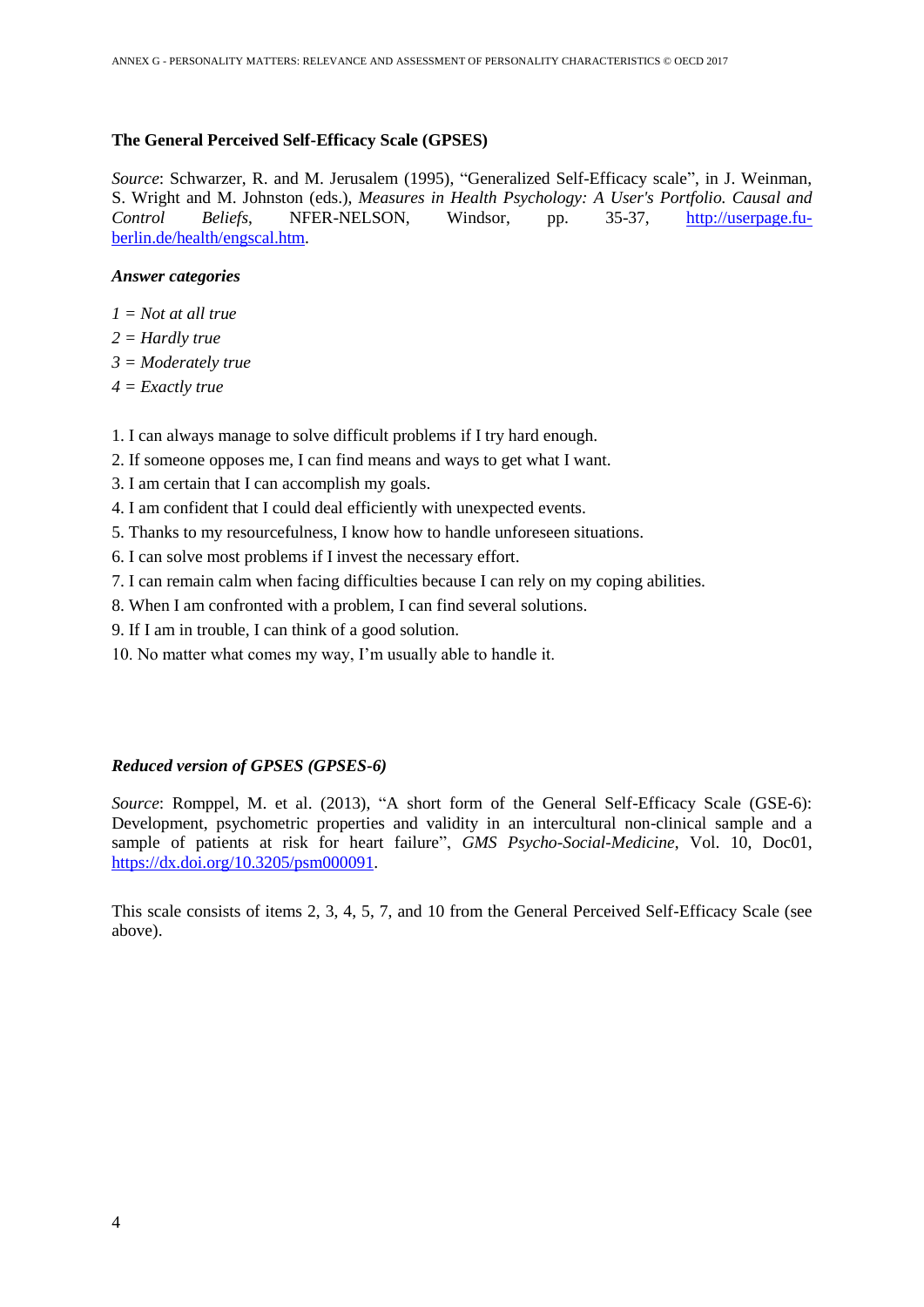### The General Perceived Self-Efficacy Scale (GPSES)

*Source*: Schwarzer, R. and M. Jerusalem (1995), "Generalized Self-Efficacy scale", in J. Weinman, S. Wright and M. Johnston (eds.), *Measures in Health Psychology: A User's Portfolio. Causal and Control Beliefs*, NFER-NELSON, Windsor, pp. 35-37, http://userpage.fu-berlin.de/health/engscal.htm.

***Answer categories***

*1 = Not at all true*

*2 = Hardly true*

*3 = Moderately true*

*4 = Exactly true*

1. I can always manage to solve difficult problems if I try hard enough.
2. If someone opposes me, I can find means and ways to get what I want.
3. I am certain that I can accomplish my goals.
4. I am confident that I could deal efficiently with unexpected events.
5. Thanks to my resourcefulness, I know how to handle unforeseen situations.
6. I can solve most problems if I invest the necessary effort.
7. I can remain calm when facing difficulties because I can rely on my coping abilities.
8. When I am confronted with a problem, I can find several solutions.
9. If I am in trouble, I can think of a good solution.
10. No matter what comes my way, I'm usually able to handle it.

***Reduced version of GPSES (GPSES-6)***

*Source*: Romppel, M. et al. (2013), "A short form of the General Self-Efficacy Scale (GSE-6): Development, psychometric properties and validity in an intercultural non-clinical sample and a sample of patients at risk for heart failure", *GMS Psycho-Social-Medicine*, Vol. 10, Doc01, https://dx.doi.org/10.3205/psm000091.

This scale consists of items 2, 3, 4, 5, 7, and 10 from the General Perceived Self-Efficacy Scale (see above).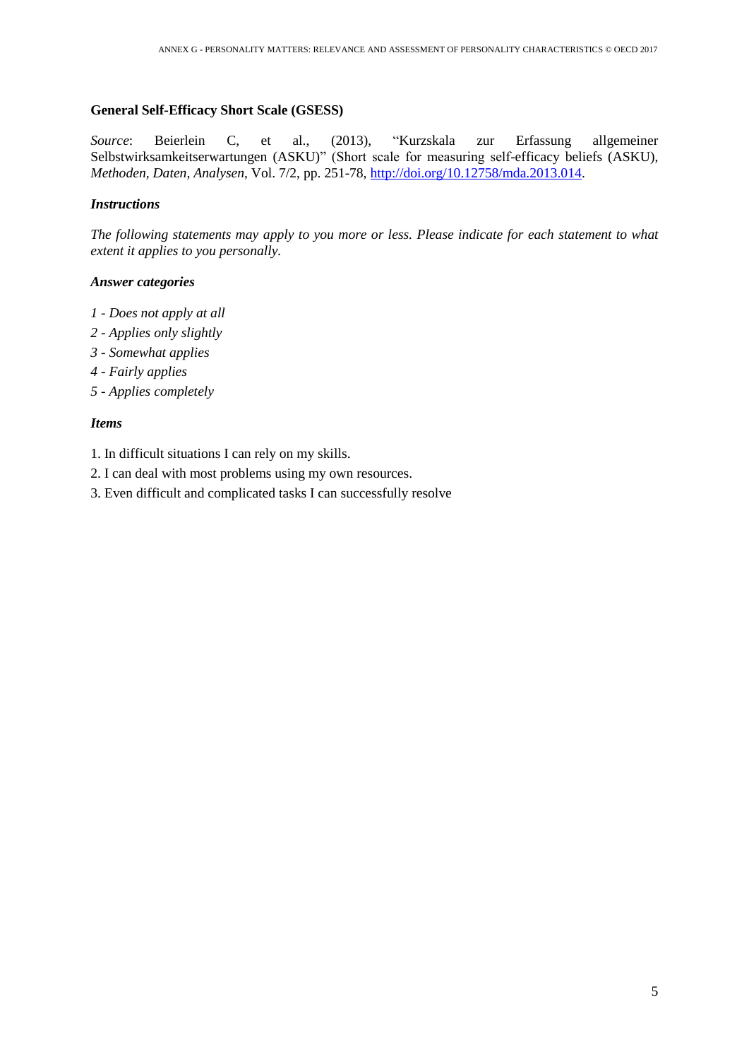**General Self-Efficacy Short Scale (GSESS)**

*Source*: Beierlein C, et al., (2013), "Kurzskala zur Erfassung allgemeiner Selbstwirksamkeitserwartungen (ASKU)" (Short scale for measuring self-efficacy beliefs (ASKU), *Methoden, Daten, Analysen*, Vol. 7/2, pp. 251-78, http://doi.org/10.12758/mda.2013.014.

***Instructions***

*The following statements may apply to you more or less. Please indicate for each statement to what extent it applies to you personally.*

***Answer categories***

*1 - Does not apply at all*

*2 - Applies only slightly*

*3 - Somewhat applies*

*4 - Fairly applies*

*5 - Applies completely*

***Items***

1. In difficult situations I can rely on my skills.
2. I can deal with most problems using my own resources.
3. Even difficult and complicated tasks I can successfully resolve